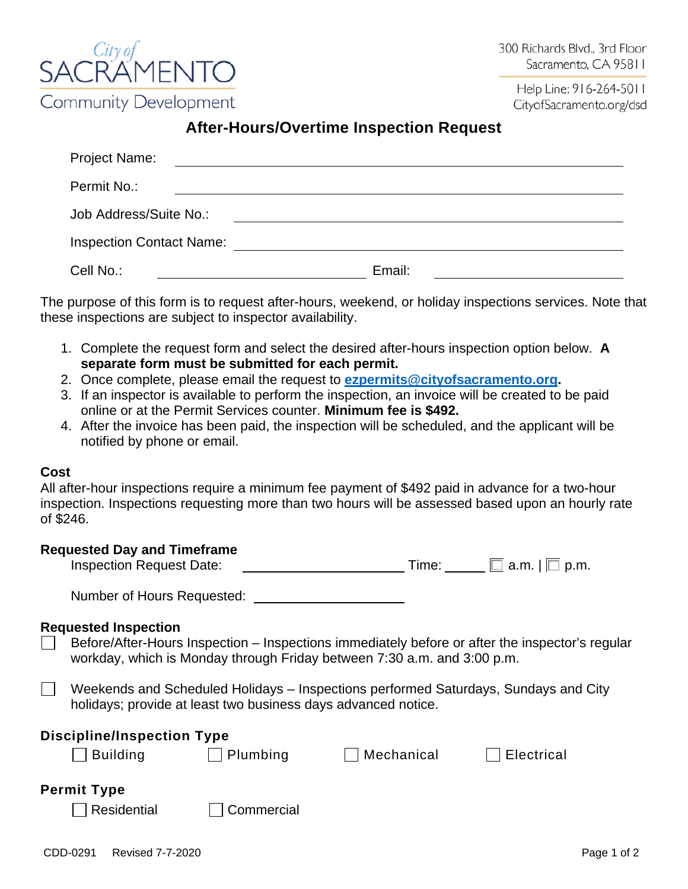City of SACRAMENTO
Community Development

300 Richards Blvd., 3rd Floor
Sacramento, CA 95811

Help Line: 916-264-5011
CityofSacramento.org/dsd

# After-Hours/Overtime Inspection Request

Project Name: ______________________________

Permit No.: ______________________________

Job Address/Suite No.: ______________________________

Inspection Contact Name: ______________________________

Cell No.: ____________________ Email: ____________________

The purpose of this form is to request after-hours, weekend, or holiday inspections services. Note that these inspections are subject to inspector availability.

1. Complete the request form and select the desired after-hours inspection option below. **A separate form must be submitted for each permit.**
2. Once complete, please email the request to **ezpermits@cityofsacramento.org.**
3. If an inspector is available to perform the inspection, an invoice will be created to be paid online or at the Permit Services counter. **Minimum fee is $492.**
4. After the invoice has been paid, the inspection will be scheduled, and the applicant will be notified by phone or email.

**Cost**

All after-hour inspections require a minimum fee payment of $492 paid in advance for a two-hour inspection. Inspections requesting more than two hours will be assessed based upon an hourly rate of $246.

**Requested Day and Timeframe**

Inspection Request Date: ____________________ Time: ______ ☐ a.m. | ☐ p.m.

Number of Hours Requested: ____________________

**Requested Inspection**

☐ Before/After-Hours Inspection – Inspections immediately before or after the inspector's regular workday, which is Monday through Friday between 7:30 a.m. and 3:00 p.m.

☐ Weekends and Scheduled Holidays – Inspections performed Saturdays, Sundays and City holidays; provide at least two business days advanced notice.

**Discipline/Inspection Type**

☐ Building ☐ Plumbing ☐ Mechanical ☐ Electrical

**Permit Type**

☐ Residential ☐ Commercial

CDD-0291 Revised 7-7-2020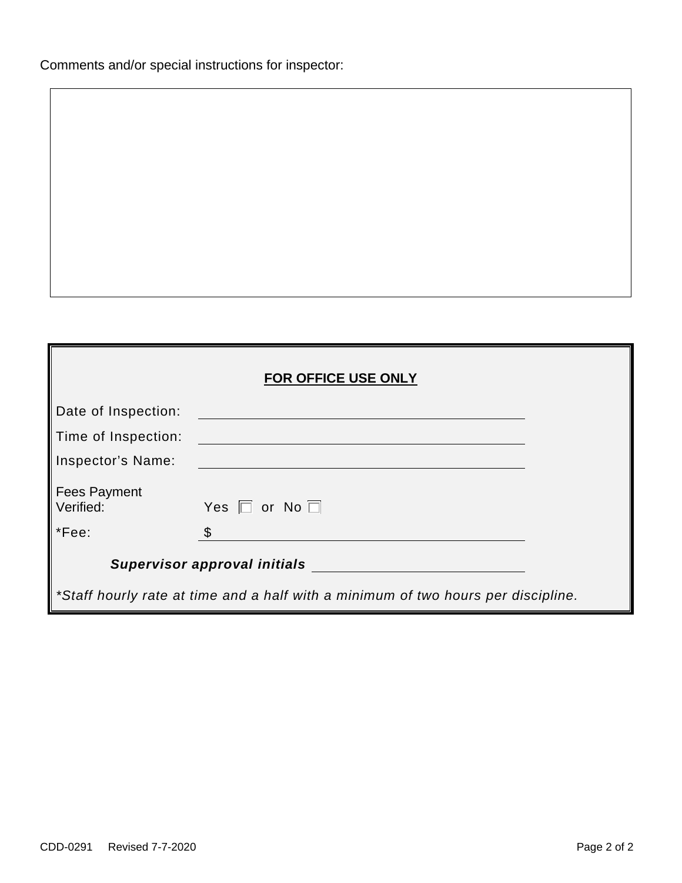Comments and/or special instructions for inspector:

**FOR OFFICE USE ONLY**

Date of Inspection: ____________________

Time of Inspection: ____________________

Inspector's Name: ____________________

Fees Payment Verified: Yes ☐ or No ☐

*Fee: $ ____________________

***Supervisor approval initials*** ____________________

*\*Staff hourly rate at time and a half with a minimum of two hours per discipline.*

CDD-0291 Revised 7-7-2020